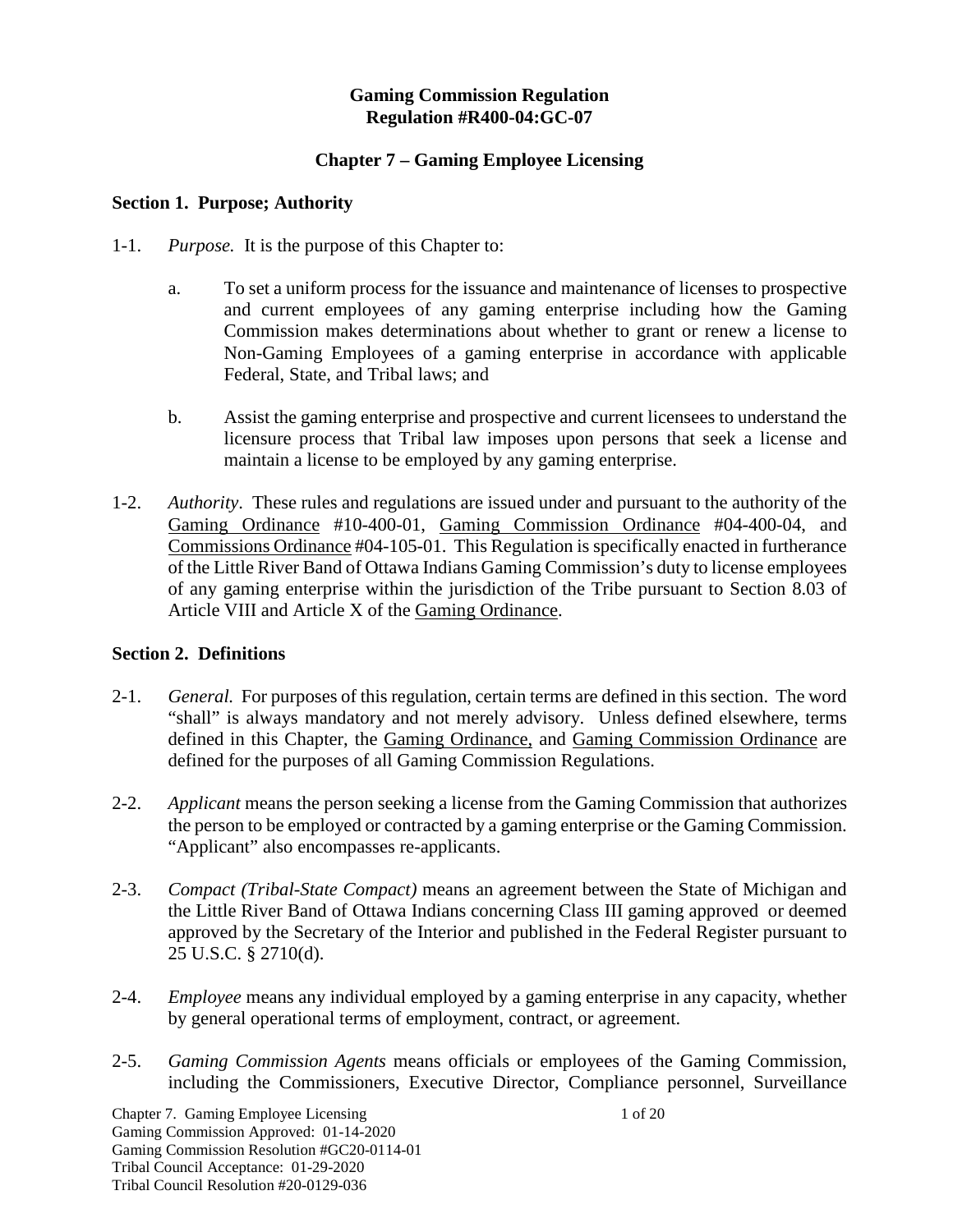# Gaming Commission Regulation
# Regulation #R400-04:GC-07

## Chapter 7 – Gaming Employee Licensing

### Section 1. Purpose; Authority

1-1. *Purpose.* It is the purpose of this Chapter to:

a. To set a uniform process for the issuance and maintenance of licenses to prospective and current employees of any gaming enterprise including how the Gaming Commission makes determinations about whether to grant or renew a license to Non-Gaming Employees of a gaming enterprise in accordance with applicable Federal, State, and Tribal laws; and

b. Assist the gaming enterprise and prospective and current licensees to understand the licensure process that Tribal law imposes upon persons that seek a license and maintain a license to be employed by any gaming enterprise.

1-2. *Authority*. These rules and regulations are issued under and pursuant to the authority of the <u>Gaming Ordinance</u> #10-400-01, <u>Gaming Commission Ordinance</u> #04-400-04, and <u>Commissions Ordinance</u> #04-105-01. This Regulation is specifically enacted in furtherance of the Little River Band of Ottawa Indians Gaming Commission's duty to license employees of any gaming enterprise within the jurisdiction of the Tribe pursuant to Section 8.03 of Article VIII and Article X of the <u>Gaming Ordinance</u>.

### Section 2. Definitions

2-1. *General.* For purposes of this regulation, certain terms are defined in this section. The word "shall" is always mandatory and not merely advisory. Unless defined elsewhere, terms defined in this Chapter, the <u>Gaming Ordinance,</u> and <u>Gaming Commission Ordinance</u> are defined for the purposes of all Gaming Commission Regulations.

2-2. *Applicant* means the person seeking a license from the Gaming Commission that authorizes the person to be employed or contracted by a gaming enterprise or the Gaming Commission. "Applicant" also encompasses re-applicants.

2-3. *Compact (Tribal-State Compact)* means an agreement between the State of Michigan and the Little River Band of Ottawa Indians concerning Class III gaming approved or deemed approved by the Secretary of the Interior and published in the Federal Register pursuant to 25 U.S.C. § 2710(d).

2-4. *Employee* means any individual employed by a gaming enterprise in any capacity, whether by general operational terms of employment, contract, or agreement.

2-5. *Gaming Commission Agents* means officials or employees of the Gaming Commission, including the Commissioners, Executive Director, Compliance personnel, Surveillance

Chapter 7. Gaming Employee Licensing
Gaming Commission Approved: 01-14-2020
Gaming Commission Resolution #GC20-0114-01
Tribal Council Acceptance: 01-29-2020
Tribal Council Resolution #20-0129-036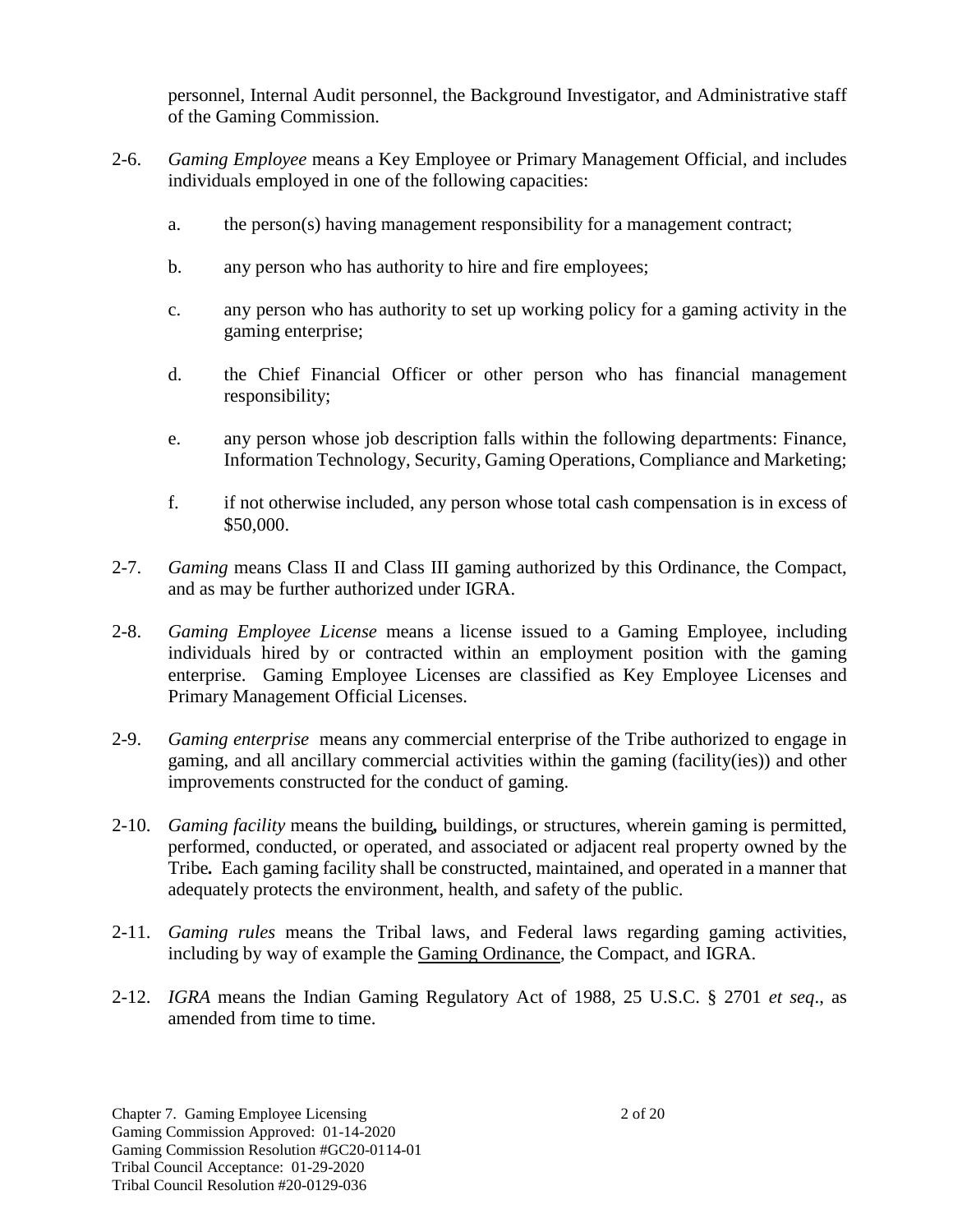personnel, Internal Audit personnel, the Background Investigator, and Administrative staff of the Gaming Commission.

2-6. *Gaming Employee* means a Key Employee or Primary Management Official, and includes individuals employed in one of the following capacities:

   a. the person(s) having management responsibility for a management contract;

   b. any person who has authority to hire and fire employees;

   c. any person who has authority to set up working policy for a gaming activity in the gaming enterprise;

   d. the Chief Financial Officer or other person who has financial management responsibility;

   e. any person whose job description falls within the following departments: Finance, Information Technology, Security, Gaming Operations, Compliance and Marketing;

   f. if not otherwise included, any person whose total cash compensation is in excess of $50,000.

2-7. *Gaming* means Class II and Class III gaming authorized by this Ordinance, the Compact, and as may be further authorized under IGRA.

2-8. *Gaming Employee License* means a license issued to a Gaming Employee, including individuals hired by or contracted within an employment position with the gaming enterprise. Gaming Employee Licenses are classified as Key Employee Licenses and Primary Management Official Licenses.

2-9. *Gaming enterprise* means any commercial enterprise of the Tribe authorized to engage in gaming, and all ancillary commercial activities within the gaming (facility(ies)) and other improvements constructed for the conduct of gaming.

2-10. *Gaming facility* means the building**,** buildings, or structures, wherein gaming is permitted, performed, conducted, or operated, and associated or adjacent real property owned by the Tribe**.** Each gaming facility shall be constructed, maintained, and operated in a manner that adequately protects the environment, health, and safety of the public.

2-11. *Gaming rules* means the Tribal laws, and Federal laws regarding gaming activities, including by way of example the Gaming Ordinance, the Compact, and IGRA.

2-12. *IGRA* means the Indian Gaming Regulatory Act of 1988, 25 U.S.C. § 2701 *et seq*., as amended from time to time.

Chapter 7. Gaming Employee Licensing
Gaming Commission Approved: 01-14-2020
Gaming Commission Resolution #GC20-0114-01
Tribal Council Acceptance: 01-29-2020
Tribal Council Resolution #20-0129-036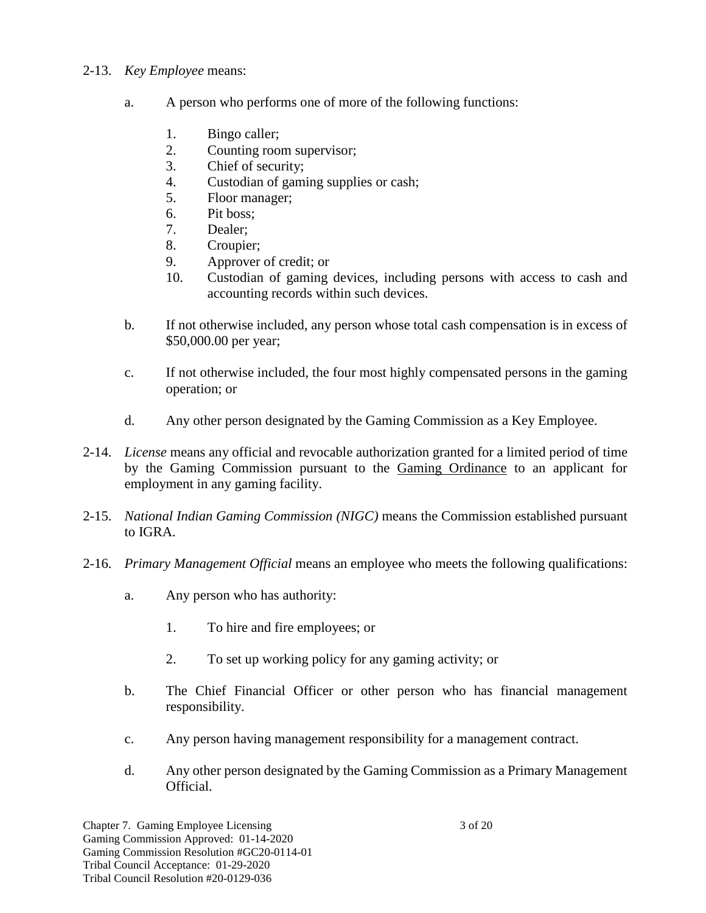2-13. *Key Employee* means:

a. A person who performs one of more of the following functions:

1. Bingo caller;
2. Counting room supervisor;
3. Chief of security;
4. Custodian of gaming supplies or cash;
5. Floor manager;
6. Pit boss;
7. Dealer;
8. Croupier;
9. Approver of credit; or
10. Custodian of gaming devices, including persons with access to cash and accounting records within such devices.

b. If not otherwise included, any person whose total cash compensation is in excess of $50,000.00 per year;

c. If not otherwise included, the four most highly compensated persons in the gaming operation; or

d. Any other person designated by the Gaming Commission as a Key Employee.

2-14. *License* means any official and revocable authorization granted for a limited period of time by the Gaming Commission pursuant to the Gaming Ordinance to an applicant for employment in any gaming facility.

2-15. *National Indian Gaming Commission (NIGC)* means the Commission established pursuant to IGRA.

2-16. *Primary Management Official* means an employee who meets the following qualifications:

a. Any person who has authority:

1. To hire and fire employees; or

2. To set up working policy for any gaming activity; or

b. The Chief Financial Officer or other person who has financial management responsibility.

c. Any person having management responsibility for a management contract.

d. Any other person designated by the Gaming Commission as a Primary Management Official.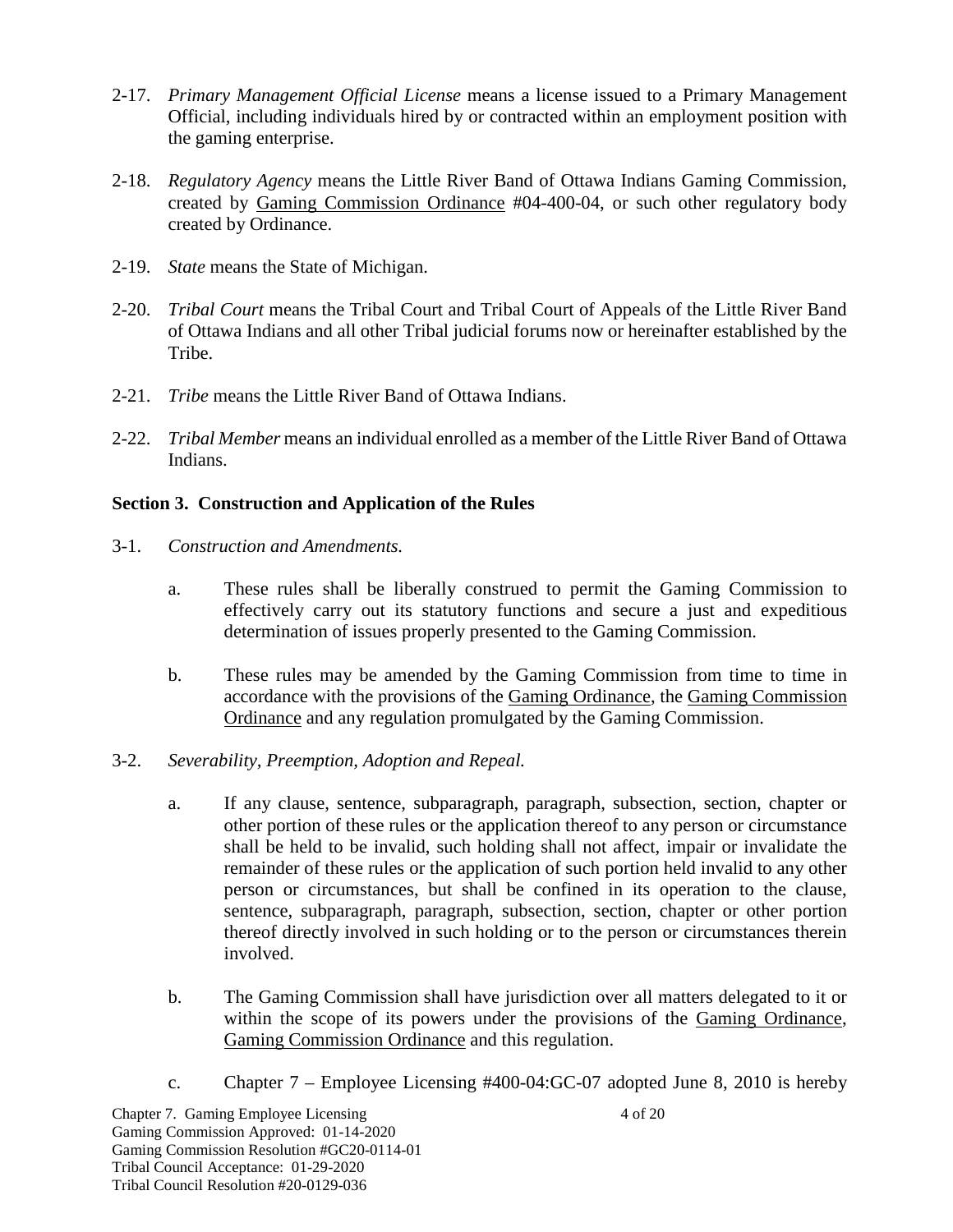2-17. *Primary Management Official License* means a license issued to a Primary Management Official, including individuals hired by or contracted within an employment position with the gaming enterprise.

2-18. *Regulatory Agency* means the Little River Band of Ottawa Indians Gaming Commission, created by Gaming Commission Ordinance #04-400-04, or such other regulatory body created by Ordinance.

2-19. *State* means the State of Michigan.

2-20. *Tribal Court* means the Tribal Court and Tribal Court of Appeals of the Little River Band of Ottawa Indians and all other Tribal judicial forums now or hereinafter established by the Tribe.

2-21. *Tribe* means the Little River Band of Ottawa Indians.

2-22. *Tribal Member* means an individual enrolled as a member of the Little River Band of Ottawa Indians.

## Section 3. Construction and Application of the Rules

3-1. *Construction and Amendments.*

a. These rules shall be liberally construed to permit the Gaming Commission to effectively carry out its statutory functions and secure a just and expeditious determination of issues properly presented to the Gaming Commission.

b. These rules may be amended by the Gaming Commission from time to time in accordance with the provisions of the Gaming Ordinance, the Gaming Commission Ordinance and any regulation promulgated by the Gaming Commission.

3-2. *Severability, Preemption, Adoption and Repeal.*

a. If any clause, sentence, subparagraph, paragraph, subsection, section, chapter or other portion of these rules or the application thereof to any person or circumstance shall be held to be invalid, such holding shall not affect, impair or invalidate the remainder of these rules or the application of such portion held invalid to any other person or circumstances, but shall be confined in its operation to the clause, sentence, subparagraph, paragraph, subsection, section, chapter or other portion thereof directly involved in such holding or to the person or circumstances therein involved.

b. The Gaming Commission shall have jurisdiction over all matters delegated to it or within the scope of its powers under the provisions of the Gaming Ordinance, Gaming Commission Ordinance and this regulation.

c. Chapter 7 – Employee Licensing #400-04:GC-07 adopted June 8, 2010 is hereby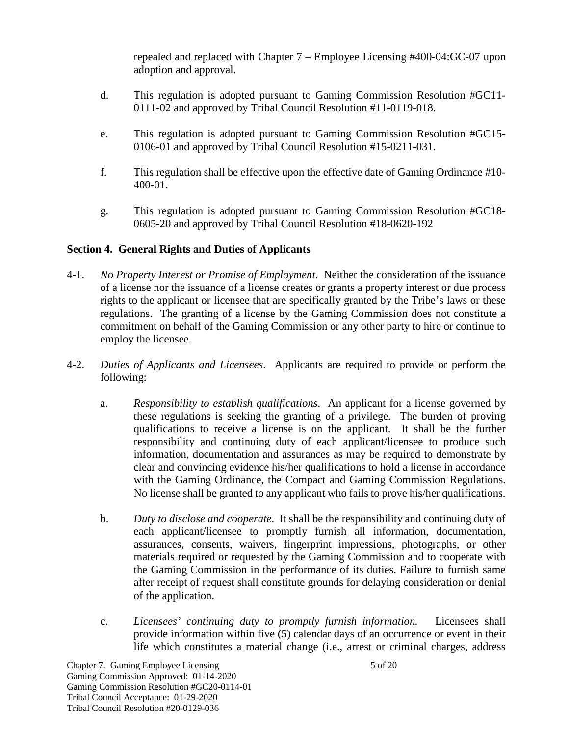repealed and replaced with Chapter 7 – Employee Licensing #400-04:GC-07 upon adoption and approval.

d. This regulation is adopted pursuant to Gaming Commission Resolution #GC11-0111-02 and approved by Tribal Council Resolution #11-0119-018.

e. This regulation is adopted pursuant to Gaming Commission Resolution #GC15-0106-01 and approved by Tribal Council Resolution #15-0211-031.

f. This regulation shall be effective upon the effective date of Gaming Ordinance #10-400-01.

g. This regulation is adopted pursuant to Gaming Commission Resolution #GC18-0605-20 and approved by Tribal Council Resolution #18-0620-192

## Section 4. General Rights and Duties of Applicants

4-1. *No Property Interest or Promise of Employment*. Neither the consideration of the issuance of a license nor the issuance of a license creates or grants a property interest or due process rights to the applicant or licensee that are specifically granted by the Tribe's laws or these regulations. The granting of a license by the Gaming Commission does not constitute a commitment on behalf of the Gaming Commission or any other party to hire or continue to employ the licensee.

4-2. *Duties of Applicants and Licensees*. Applicants are required to provide or perform the following:

a. *Responsibility to establish qualifications*. An applicant for a license governed by these regulations is seeking the granting of a privilege. The burden of proving qualifications to receive a license is on the applicant. It shall be the further responsibility and continuing duty of each applicant/licensee to produce such information, documentation and assurances as may be required to demonstrate by clear and convincing evidence his/her qualifications to hold a license in accordance with the Gaming Ordinance, the Compact and Gaming Commission Regulations. No license shall be granted to any applicant who fails to prove his/her qualifications.

b. *Duty to disclose and cooperate*. It shall be the responsibility and continuing duty of each applicant/licensee to promptly furnish all information, documentation, assurances, consents, waivers, fingerprint impressions, photographs, or other materials required or requested by the Gaming Commission and to cooperate with the Gaming Commission in the performance of its duties. Failure to furnish same after receipt of request shall constitute grounds for delaying consideration or denial of the application.

c. *Licensees' continuing duty to promptly furnish information.* Licensees shall provide information within five (5) calendar days of an occurrence or event in their life which constitutes a material change (i.e., arrest or criminal charges, address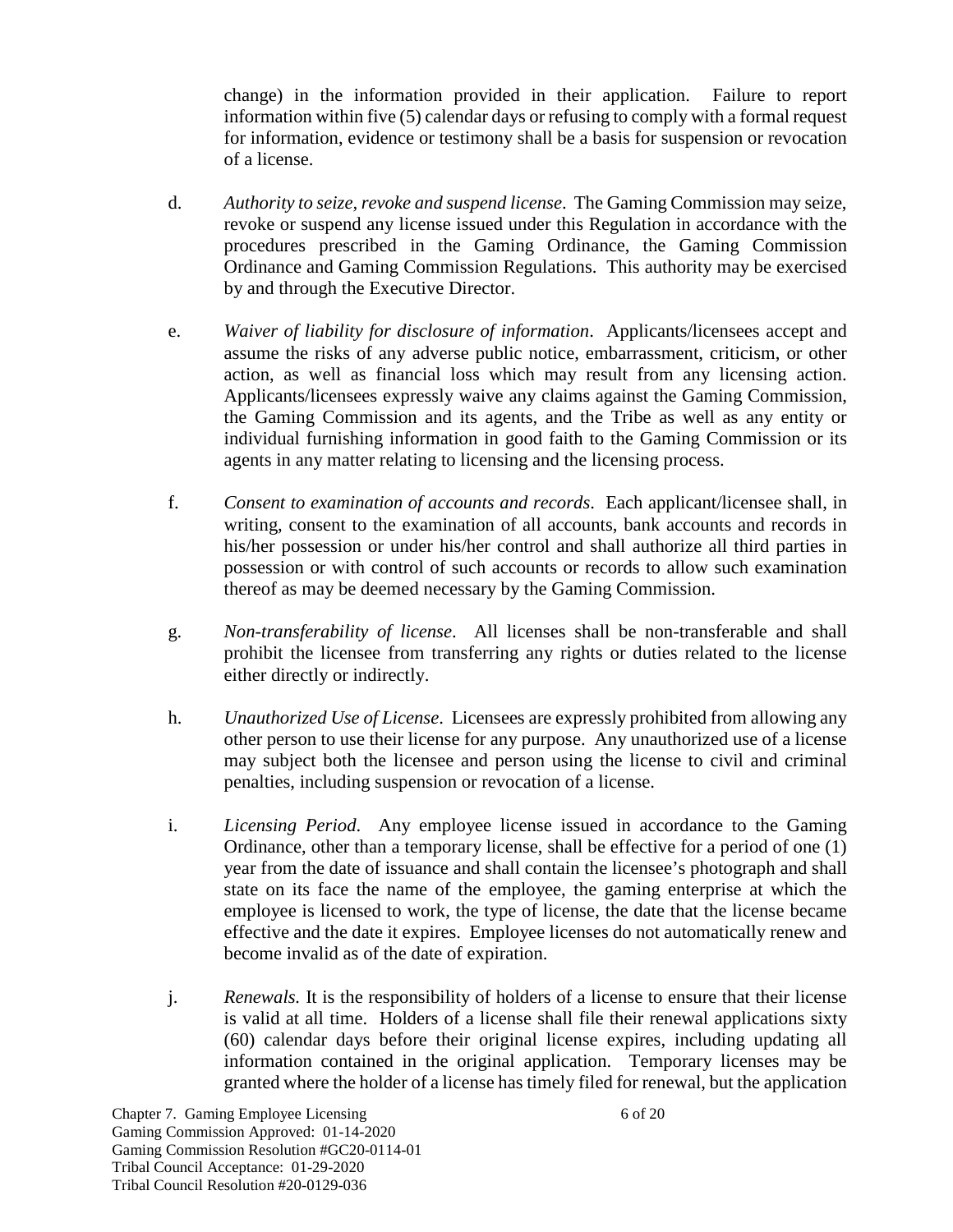change) in the information provided in their application. Failure to report information within five (5) calendar days or refusing to comply with a formal request for information, evidence or testimony shall be a basis for suspension or revocation of a license.

d. *Authority to seize, revoke and suspend license*. The Gaming Commission may seize, revoke or suspend any license issued under this Regulation in accordance with the procedures prescribed in the Gaming Ordinance, the Gaming Commission Ordinance and Gaming Commission Regulations. This authority may be exercised by and through the Executive Director.

e. *Waiver of liability for disclosure of information*. Applicants/licensees accept and assume the risks of any adverse public notice, embarrassment, criticism, or other action, as well as financial loss which may result from any licensing action. Applicants/licensees expressly waive any claims against the Gaming Commission, the Gaming Commission and its agents, and the Tribe as well as any entity or individual furnishing information in good faith to the Gaming Commission or its agents in any matter relating to licensing and the licensing process.

f. *Consent to examination of accounts and records*. Each applicant/licensee shall, in writing, consent to the examination of all accounts, bank accounts and records in his/her possession or under his/her control and shall authorize all third parties in possession or with control of such accounts or records to allow such examination thereof as may be deemed necessary by the Gaming Commission.

g. *Non-transferability of license*. All licenses shall be non-transferable and shall prohibit the licensee from transferring any rights or duties related to the license either directly or indirectly.

h. *Unauthorized Use of License*. Licensees are expressly prohibited from allowing any other person to use their license for any purpose. Any unauthorized use of a license may subject both the licensee and person using the license to civil and criminal penalties, including suspension or revocation of a license.

i. *Licensing Period*. Any employee license issued in accordance to the Gaming Ordinance, other than a temporary license, shall be effective for a period of one (1) year from the date of issuance and shall contain the licensee's photograph and shall state on its face the name of the employee, the gaming enterprise at which the employee is licensed to work, the type of license, the date that the license became effective and the date it expires. Employee licenses do not automatically renew and become invalid as of the date of expiration.

j. *Renewals.* It is the responsibility of holders of a license to ensure that their license is valid at all time. Holders of a license shall file their renewal applications sixty (60) calendar days before their original license expires, including updating all information contained in the original application. Temporary licenses may be granted where the holder of a license has timely filed for renewal, but the application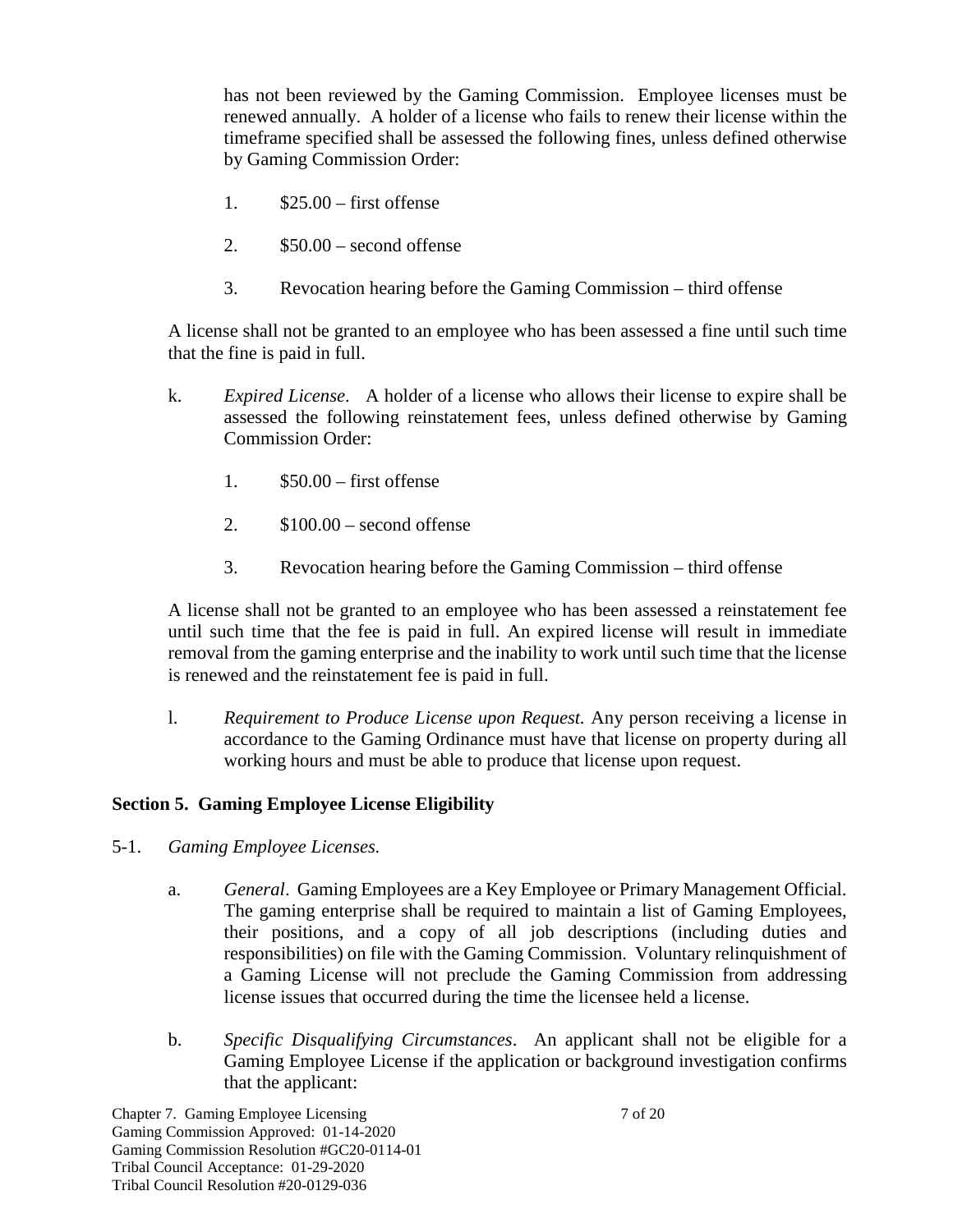has not been reviewed by the Gaming Commission. Employee licenses must be renewed annually. A holder of a license who fails to renew their license within the timeframe specified shall be assessed the following fines, unless defined otherwise by Gaming Commission Order:

1. $25.00 – first offense

2. $50.00 – second offense

3. Revocation hearing before the Gaming Commission – third offense

A license shall not be granted to an employee who has been assessed a fine until such time that the fine is paid in full.

k. *Expired License*. A holder of a license who allows their license to expire shall be assessed the following reinstatement fees, unless defined otherwise by Gaming Commission Order:

1. $50.00 – first offense

2. $100.00 – second offense

3. Revocation hearing before the Gaming Commission – third offense

A license shall not be granted to an employee who has been assessed a reinstatement fee until such time that the fee is paid in full. An expired license will result in immediate removal from the gaming enterprise and the inability to work until such time that the license is renewed and the reinstatement fee is paid in full.

l. *Requirement to Produce License upon Request.* Any person receiving a license in accordance to the Gaming Ordinance must have that license on property during all working hours and must be able to produce that license upon request.

**Section 5. Gaming Employee License Eligibility**

5-1. *Gaming Employee Licenses.*

a. *General*. Gaming Employees are a Key Employee or Primary Management Official. The gaming enterprise shall be required to maintain a list of Gaming Employees, their positions, and a copy of all job descriptions (including duties and responsibilities) on file with the Gaming Commission. Voluntary relinquishment of a Gaming License will not preclude the Gaming Commission from addressing license issues that occurred during the time the licensee held a license.

b. *Specific Disqualifying Circumstances*. An applicant shall not be eligible for a Gaming Employee License if the application or background investigation confirms that the applicant:

Chapter 7. Gaming Employee Licensing
Gaming Commission Approved: 01-14-2020
Gaming Commission Resolution #GC20-0114-01
Tribal Council Acceptance: 01-29-2020
Tribal Council Resolution #20-0129-036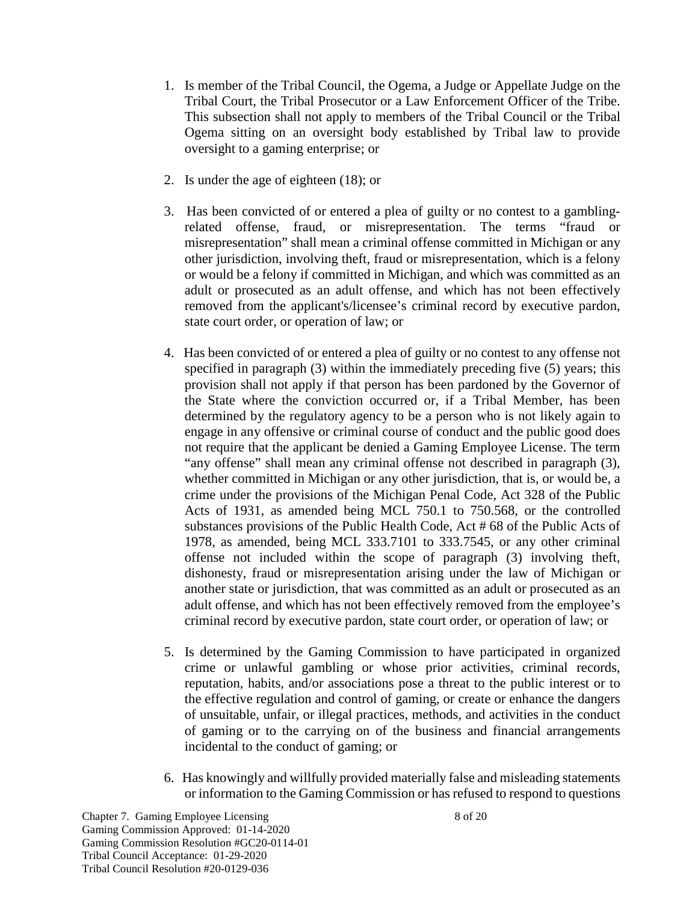1. Is member of the Tribal Council, the Ogema, a Judge or Appellate Judge on the Tribal Court, the Tribal Prosecutor or a Law Enforcement Officer of the Tribe. This subsection shall not apply to members of the Tribal Council or the Tribal Ogema sitting on an oversight body established by Tribal law to provide oversight to a gaming enterprise; or

2. Is under the age of eighteen (18); or

3. Has been convicted of or entered a plea of guilty or no contest to a gambling-related offense, fraud, or misrepresentation. The terms "fraud or misrepresentation" shall mean a criminal offense committed in Michigan or any other jurisdiction, involving theft, fraud or misrepresentation, which is a felony or would be a felony if committed in Michigan, and which was committed as an adult or prosecuted as an adult offense, and which has not been effectively removed from the applicant's/licensee's criminal record by executive pardon, state court order, or operation of law; or

4. Has been convicted of or entered a plea of guilty or no contest to any offense not specified in paragraph (3) within the immediately preceding five (5) years; this provision shall not apply if that person has been pardoned by the Governor of the State where the conviction occurred or, if a Tribal Member, has been determined by the regulatory agency to be a person who is not likely again to engage in any offensive or criminal course of conduct and the public good does not require that the applicant be denied a Gaming Employee License. The term "any offense" shall mean any criminal offense not described in paragraph (3), whether committed in Michigan or any other jurisdiction, that is, or would be, a crime under the provisions of the Michigan Penal Code, Act 328 of the Public Acts of 1931, as amended being MCL 750.1 to 750.568, or the controlled substances provisions of the Public Health Code, Act # 68 of the Public Acts of 1978, as amended, being MCL 333.7101 to 333.7545, or any other criminal offense not included within the scope of paragraph (3) involving theft, dishonesty, fraud or misrepresentation arising under the law of Michigan or another state or jurisdiction, that was committed as an adult or prosecuted as an adult offense, and which has not been effectively removed from the employee's criminal record by executive pardon, state court order, or operation of law; or

5. Is determined by the Gaming Commission to have participated in organized crime or unlawful gambling or whose prior activities, criminal records, reputation, habits, and/or associations pose a threat to the public interest or to the effective regulation and control of gaming, or create or enhance the dangers of unsuitable, unfair, or illegal practices, methods, and activities in the conduct of gaming or to the carrying on of the business and financial arrangements incidental to the conduct of gaming; or

6. Has knowingly and willfully provided materially false and misleading statements or information to the Gaming Commission or has refused to respond to questions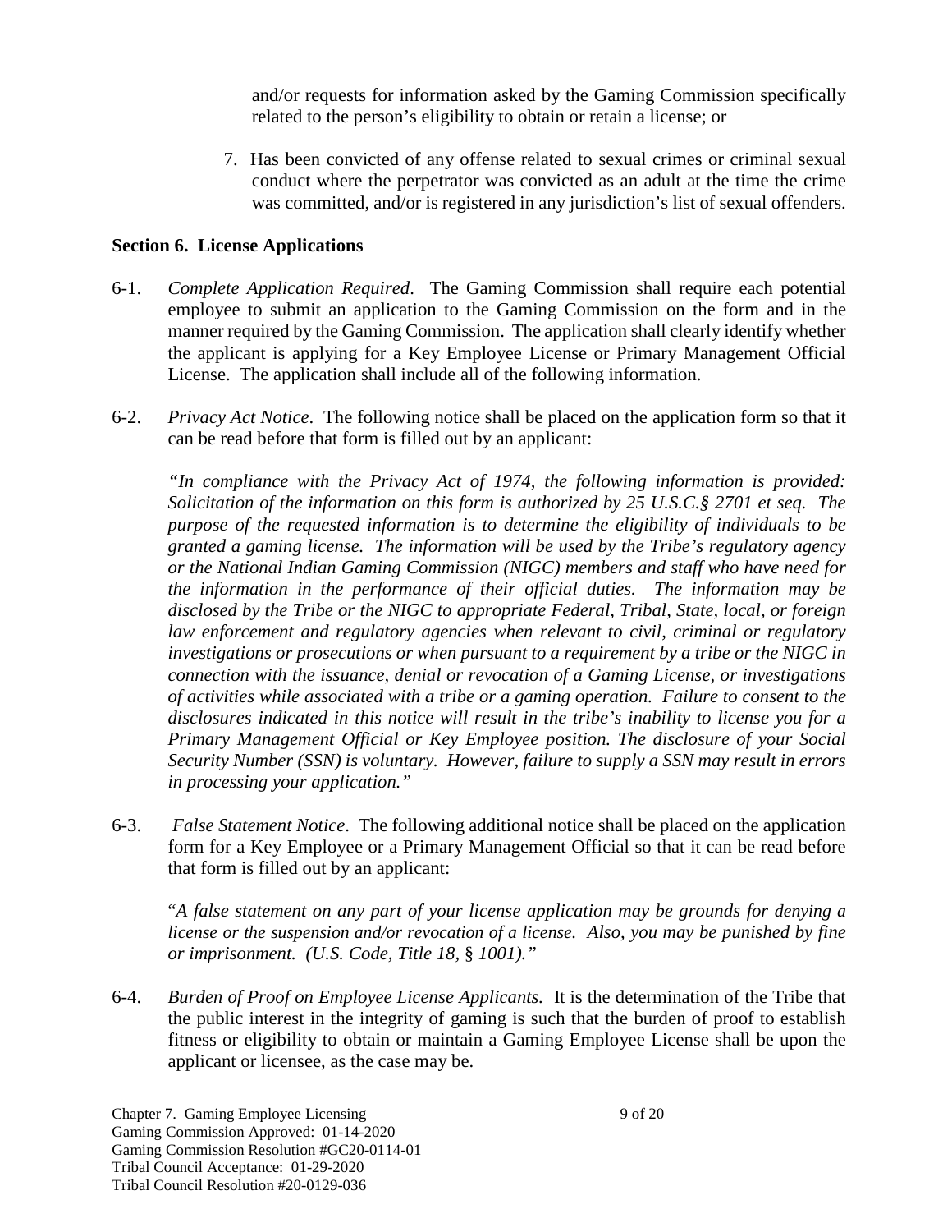and/or requests for information asked by the Gaming Commission specifically related to the person's eligibility to obtain or retain a license; or

7. Has been convicted of any offense related to sexual crimes or criminal sexual conduct where the perpetrator was convicted as an adult at the time the crime was committed, and/or is registered in any jurisdiction's list of sexual offenders.

**Section 6. License Applications**

6-1. *Complete Application Required*. The Gaming Commission shall require each potential employee to submit an application to the Gaming Commission on the form and in the manner required by the Gaming Commission. The application shall clearly identify whether the applicant is applying for a Key Employee License or Primary Management Official License. The application shall include all of the following information.

6-2. *Privacy Act Notice*. The following notice shall be placed on the application form so that it can be read before that form is filled out by an applicant:

*"In compliance with the Privacy Act of 1974, the following information is provided: Solicitation of the information on this form is authorized by 25 U.S.C.§ 2701 et seq. The purpose of the requested information is to determine the eligibility of individuals to be granted a gaming license. The information will be used by the Tribe's regulatory agency or the National Indian Gaming Commission (NIGC) members and staff who have need for the information in the performance of their official duties. The information may be disclosed by the Tribe or the NIGC to appropriate Federal, Tribal, State, local, or foreign law enforcement and regulatory agencies when relevant to civil, criminal or regulatory investigations or prosecutions or when pursuant to a requirement by a tribe or the NIGC in connection with the issuance, denial or revocation of a Gaming License, or investigations of activities while associated with a tribe or a gaming operation. Failure to consent to the disclosures indicated in this notice will result in the tribe's inability to license you for a Primary Management Official or Key Employee position. The disclosure of your Social Security Number (SSN) is voluntary. However, failure to supply a SSN may result in errors in processing your application."*

6-3. *False Statement Notice*. The following additional notice shall be placed on the application form for a Key Employee or a Primary Management Official so that it can be read before that form is filled out by an applicant:

"*A false statement on any part of your license application may be grounds for denying a license or the suspension and/or revocation of a license. Also, you may be punished by fine or imprisonment. (U.S. Code, Title 18, § 1001)."*

6-4. *Burden of Proof on Employee License Applicants.* It is the determination of the Tribe that the public interest in the integrity of gaming is such that the burden of proof to establish fitness or eligibility to obtain or maintain a Gaming Employee License shall be upon the applicant or licensee, as the case may be.

Chapter 7. Gaming Employee Licensing
Gaming Commission Approved: 01-14-2020
Gaming Commission Resolution #GC20-0114-01
Tribal Council Acceptance: 01-29-2020
Tribal Council Resolution #20-0129-036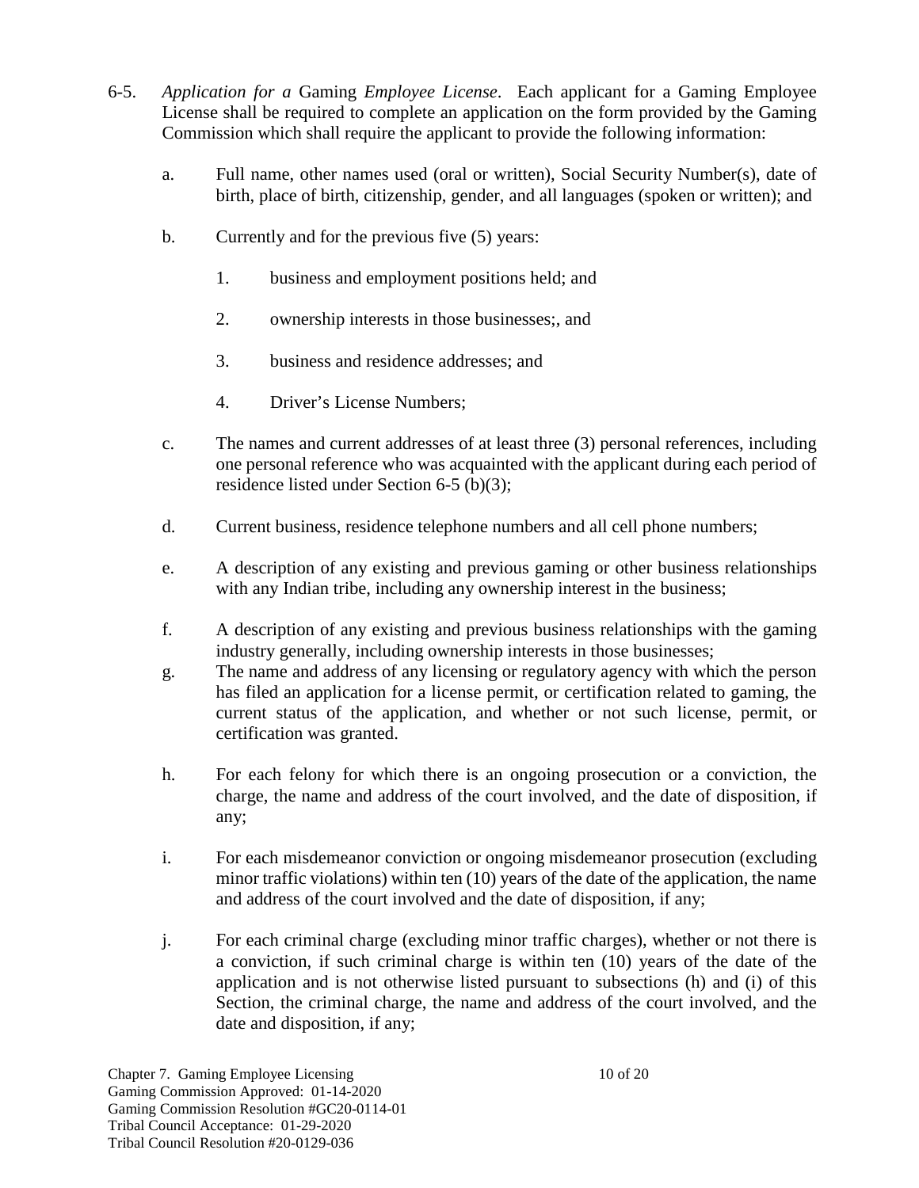6-5. *Application for a* Gaming *Employee License*. Each applicant for a Gaming Employee License shall be required to complete an application on the form provided by the Gaming Commission which shall require the applicant to provide the following information:

a. Full name, other names used (oral or written), Social Security Number(s), date of birth, place of birth, citizenship, gender, and all languages (spoken or written); and

b. Currently and for the previous five (5) years:

1. business and employment positions held; and

2. ownership interests in those businesses;, and

3. business and residence addresses; and

4. Driver's License Numbers;

c. The names and current addresses of at least three (3) personal references, including one personal reference who was acquainted with the applicant during each period of residence listed under Section 6-5 (b)(3);

d. Current business, residence telephone numbers and all cell phone numbers;

e. A description of any existing and previous gaming or other business relationships with any Indian tribe, including any ownership interest in the business;

f. A description of any existing and previous business relationships with the gaming industry generally, including ownership interests in those businesses;

g. The name and address of any licensing or regulatory agency with which the person has filed an application for a license permit, or certification related to gaming, the current status of the application, and whether or not such license, permit, or certification was granted.

h. For each felony for which there is an ongoing prosecution or a conviction, the charge, the name and address of the court involved, and the date of disposition, if any;

i. For each misdemeanor conviction or ongoing misdemeanor prosecution (excluding minor traffic violations) within ten (10) years of the date of the application, the name and address of the court involved and the date of disposition, if any;

j. For each criminal charge (excluding minor traffic charges), whether or not there is a conviction, if such criminal charge is within ten (10) years of the date of the application and is not otherwise listed pursuant to subsections (h) and (i) of this Section, the criminal charge, the name and address of the court involved, and the date and disposition, if any;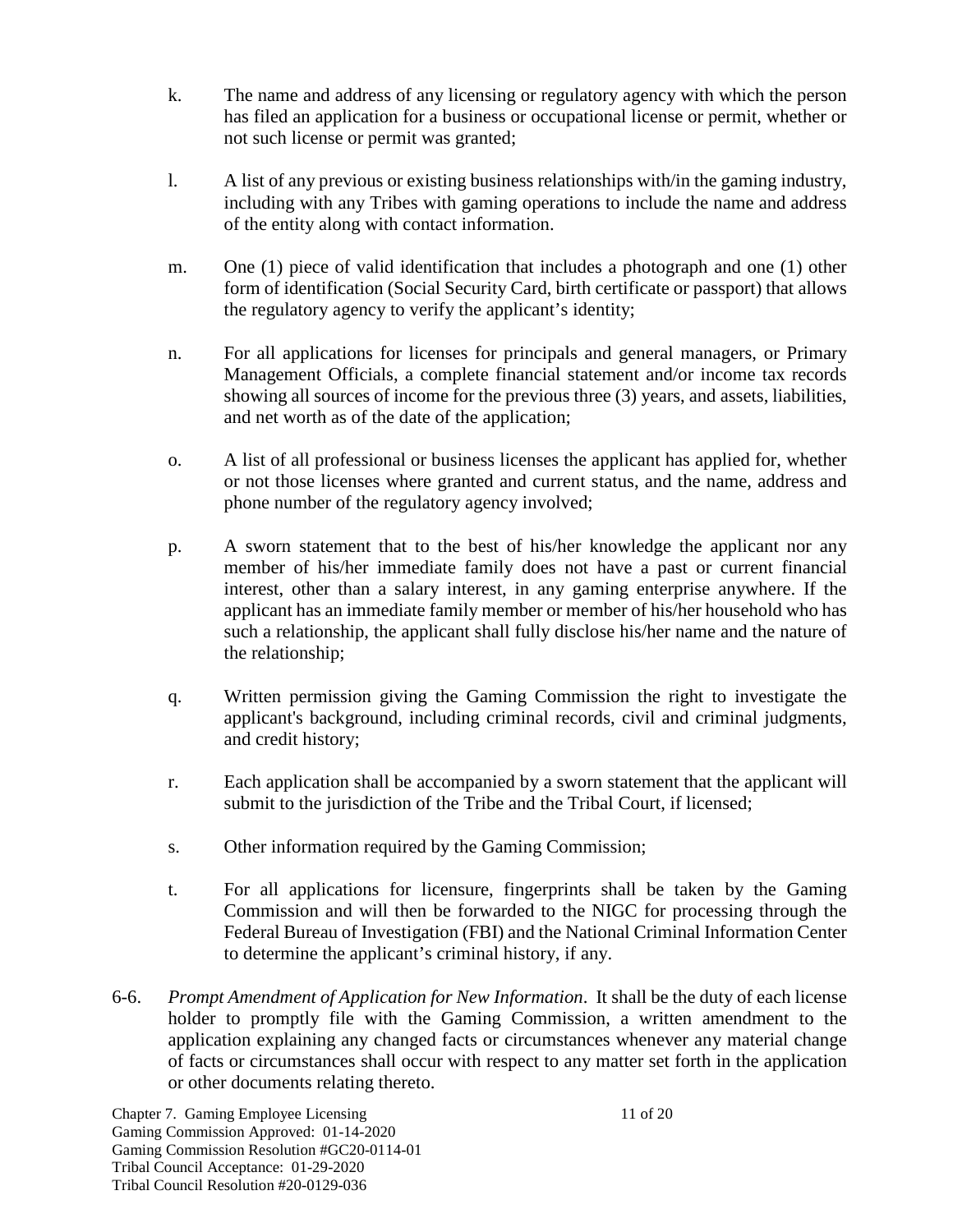k. The name and address of any licensing or regulatory agency with which the person has filed an application for a business or occupational license or permit, whether or not such license or permit was granted;

l. A list of any previous or existing business relationships with/in the gaming industry, including with any Tribes with gaming operations to include the name and address of the entity along with contact information.

m. One (1) piece of valid identification that includes a photograph and one (1) other form of identification (Social Security Card, birth certificate or passport) that allows the regulatory agency to verify the applicant's identity;

n. For all applications for licenses for principals and general managers, or Primary Management Officials, a complete financial statement and/or income tax records showing all sources of income for the previous three (3) years, and assets, liabilities, and net worth as of the date of the application;

o. A list of all professional or business licenses the applicant has applied for, whether or not those licenses where granted and current status, and the name, address and phone number of the regulatory agency involved;

p. A sworn statement that to the best of his/her knowledge the applicant nor any member of his/her immediate family does not have a past or current financial interest, other than a salary interest, in any gaming enterprise anywhere. If the applicant has an immediate family member or member of his/her household who has such a relationship, the applicant shall fully disclose his/her name and the nature of the relationship;

q. Written permission giving the Gaming Commission the right to investigate the applicant's background, including criminal records, civil and criminal judgments, and credit history;

r. Each application shall be accompanied by a sworn statement that the applicant will submit to the jurisdiction of the Tribe and the Tribal Court, if licensed;

s. Other information required by the Gaming Commission;

t. For all applications for licensure, fingerprints shall be taken by the Gaming Commission and will then be forwarded to the NIGC for processing through the Federal Bureau of Investigation (FBI) and the National Criminal Information Center to determine the applicant's criminal history, if any.

6-6. *Prompt Amendment of Application for New Information*. It shall be the duty of each license holder to promptly file with the Gaming Commission, a written amendment to the application explaining any changed facts or circumstances whenever any material change of facts or circumstances shall occur with respect to any matter set forth in the application or other documents relating thereto.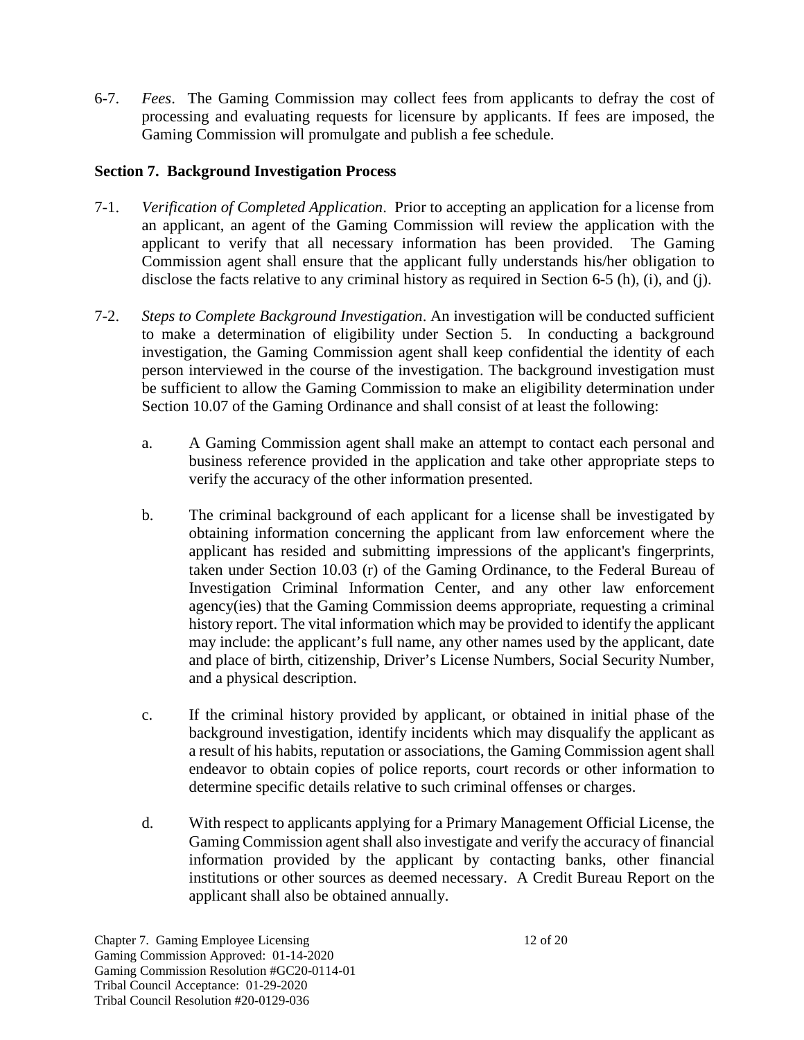6-7. *Fees*. The Gaming Commission may collect fees from applicants to defray the cost of processing and evaluating requests for licensure by applicants. If fees are imposed, the Gaming Commission will promulgate and publish a fee schedule.

**Section 7. Background Investigation Process**

7-1. *Verification of Completed Application*. Prior to accepting an application for a license from an applicant, an agent of the Gaming Commission will review the application with the applicant to verify that all necessary information has been provided. The Gaming Commission agent shall ensure that the applicant fully understands his/her obligation to disclose the facts relative to any criminal history as required in Section 6-5 (h), (i), and (j).

7-2. *Steps to Complete Background Investigation*. An investigation will be conducted sufficient to make a determination of eligibility under Section 5. In conducting a background investigation, the Gaming Commission agent shall keep confidential the identity of each person interviewed in the course of the investigation. The background investigation must be sufficient to allow the Gaming Commission to make an eligibility determination under Section 10.07 of the Gaming Ordinance and shall consist of at least the following:

   a. A Gaming Commission agent shall make an attempt to contact each personal and business reference provided in the application and take other appropriate steps to verify the accuracy of the other information presented.

   b. The criminal background of each applicant for a license shall be investigated by obtaining information concerning the applicant from law enforcement where the applicant has resided and submitting impressions of the applicant's fingerprints, taken under Section 10.03 (r) of the Gaming Ordinance, to the Federal Bureau of Investigation Criminal Information Center, and any other law enforcement agency(ies) that the Gaming Commission deems appropriate, requesting a criminal history report. The vital information which may be provided to identify the applicant may include: the applicant's full name, any other names used by the applicant, date and place of birth, citizenship, Driver's License Numbers, Social Security Number, and a physical description.

   c. If the criminal history provided by applicant, or obtained in initial phase of the background investigation, identify incidents which may disqualify the applicant as a result of his habits, reputation or associations, the Gaming Commission agent shall endeavor to obtain copies of police reports, court records or other information to determine specific details relative to such criminal offenses or charges.

   d. With respect to applicants applying for a Primary Management Official License, the Gaming Commission agent shall also investigate and verify the accuracy of financial information provided by the applicant by contacting banks, other financial institutions or other sources as deemed necessary. A Credit Bureau Report on the applicant shall also be obtained annually.

Chapter 7. Gaming Employee Licensing
Gaming Commission Approved: 01-14-2020
Gaming Commission Resolution #GC20-0114-01
Tribal Council Acceptance: 01-29-2020
Tribal Council Resolution #20-0129-036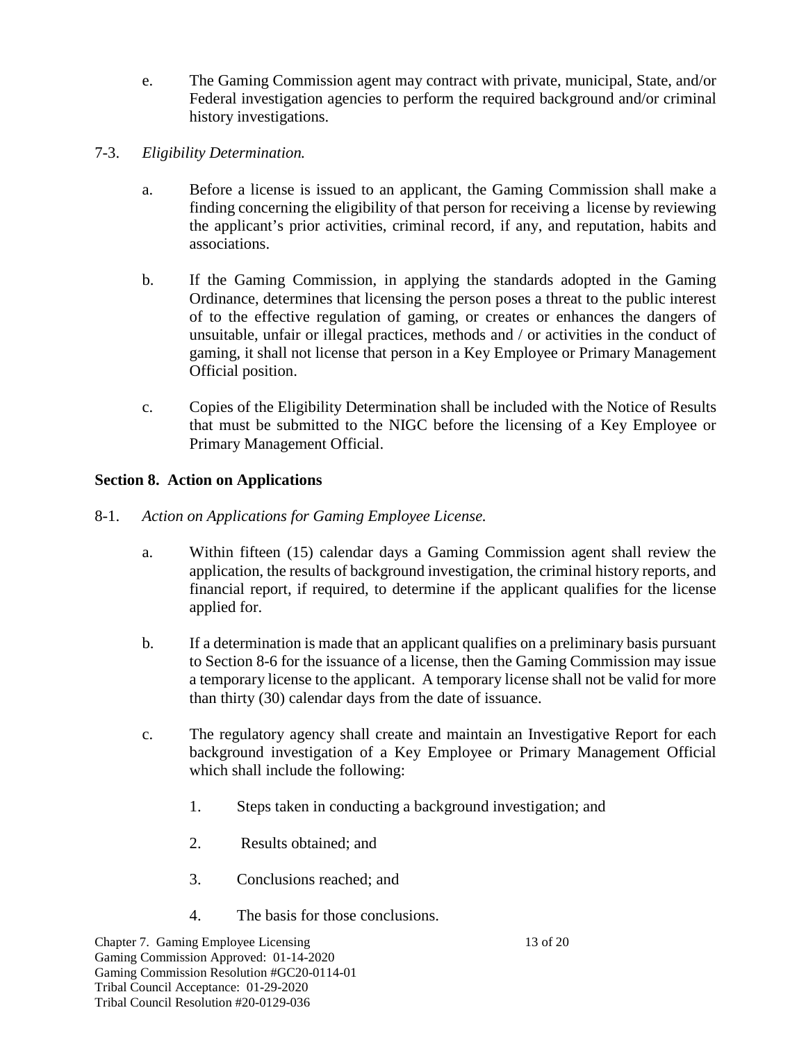e. The Gaming Commission agent may contract with private, municipal, State, and/or Federal investigation agencies to perform the required background and/or criminal history investigations.

7-3. *Eligibility Determination.*

a. Before a license is issued to an applicant, the Gaming Commission shall make a finding concerning the eligibility of that person for receiving a license by reviewing the applicant's prior activities, criminal record, if any, and reputation, habits and associations.

b. If the Gaming Commission, in applying the standards adopted in the Gaming Ordinance, determines that licensing the person poses a threat to the public interest of to the effective regulation of gaming, or creates or enhances the dangers of unsuitable, unfair or illegal practices, methods and / or activities in the conduct of gaming, it shall not license that person in a Key Employee or Primary Management Official position.

c. Copies of the Eligibility Determination shall be included with the Notice of Results that must be submitted to the NIGC before the licensing of a Key Employee or Primary Management Official.

**Section 8. Action on Applications**

8-1. *Action on Applications for Gaming Employee License.*

a. Within fifteen (15) calendar days a Gaming Commission agent shall review the application, the results of background investigation, the criminal history reports, and financial report, if required, to determine if the applicant qualifies for the license applied for.

b. If a determination is made that an applicant qualifies on a preliminary basis pursuant to Section 8-6 for the issuance of a license, then the Gaming Commission may issue a temporary license to the applicant. A temporary license shall not be valid for more than thirty (30) calendar days from the date of issuance.

c. The regulatory agency shall create and maintain an Investigative Report for each background investigation of a Key Employee or Primary Management Official which shall include the following:

1. Steps taken in conducting a background investigation; and
2. Results obtained; and
3. Conclusions reached; and
4. The basis for those conclusions.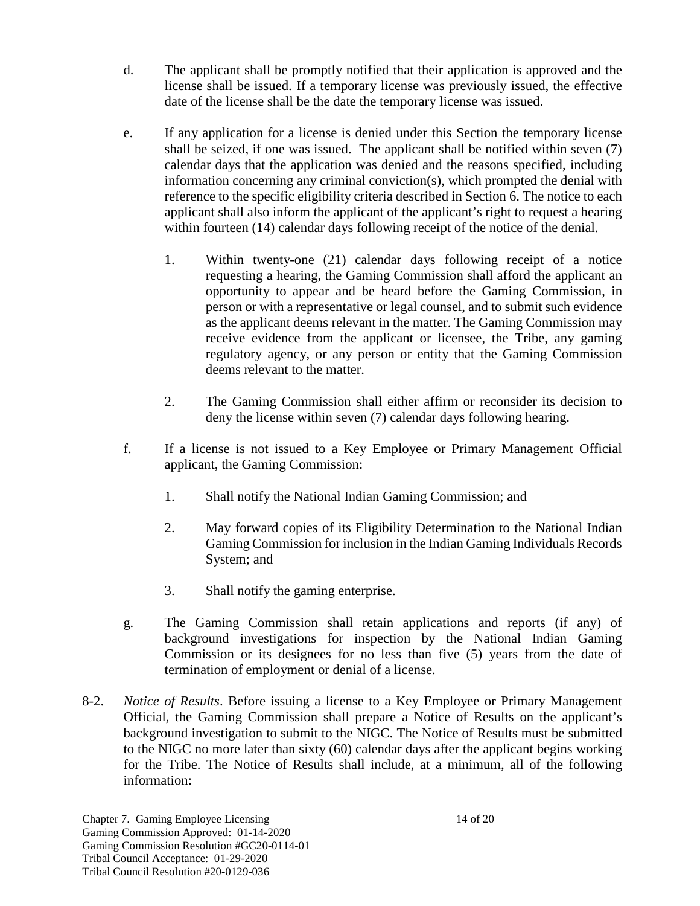d. The applicant shall be promptly notified that their application is approved and the license shall be issued. If a temporary license was previously issued, the effective date of the license shall be the date the temporary license was issued.

e. If any application for a license is denied under this Section the temporary license shall be seized, if one was issued. The applicant shall be notified within seven (7) calendar days that the application was denied and the reasons specified, including information concerning any criminal conviction(s), which prompted the denial with reference to the specific eligibility criteria described in Section 6. The notice to each applicant shall also inform the applicant of the applicant's right to request a hearing within fourteen (14) calendar days following receipt of the notice of the denial.

   1. Within twenty-one (21) calendar days following receipt of a notice requesting a hearing, the Gaming Commission shall afford the applicant an opportunity to appear and be heard before the Gaming Commission, in person or with a representative or legal counsel, and to submit such evidence as the applicant deems relevant in the matter. The Gaming Commission may receive evidence from the applicant or licensee, the Tribe, any gaming regulatory agency, or any person or entity that the Gaming Commission deems relevant to the matter.

   2. The Gaming Commission shall either affirm or reconsider its decision to deny the license within seven (7) calendar days following hearing.

f. If a license is not issued to a Key Employee or Primary Management Official applicant, the Gaming Commission:

   1. Shall notify the National Indian Gaming Commission; and

   2. May forward copies of its Eligibility Determination to the National Indian Gaming Commission for inclusion in the Indian Gaming Individuals Records System; and

   3. Shall notify the gaming enterprise.

g. The Gaming Commission shall retain applications and reports (if any) of background investigations for inspection by the National Indian Gaming Commission or its designees for no less than five (5) years from the date of termination of employment or denial of a license.

8-2. *Notice of Results*. Before issuing a license to a Key Employee or Primary Management Official, the Gaming Commission shall prepare a Notice of Results on the applicant's background investigation to submit to the NIGC. The Notice of Results must be submitted to the NIGC no more later than sixty (60) calendar days after the applicant begins working for the Tribe. The Notice of Results shall include, at a minimum, all of the following information:

Chapter 7. Gaming Employee Licensing
Gaming Commission Approved: 01-14-2020
Gaming Commission Resolution #GC20-0114-01
Tribal Council Acceptance: 01-29-2020
Tribal Council Resolution #20-0129-036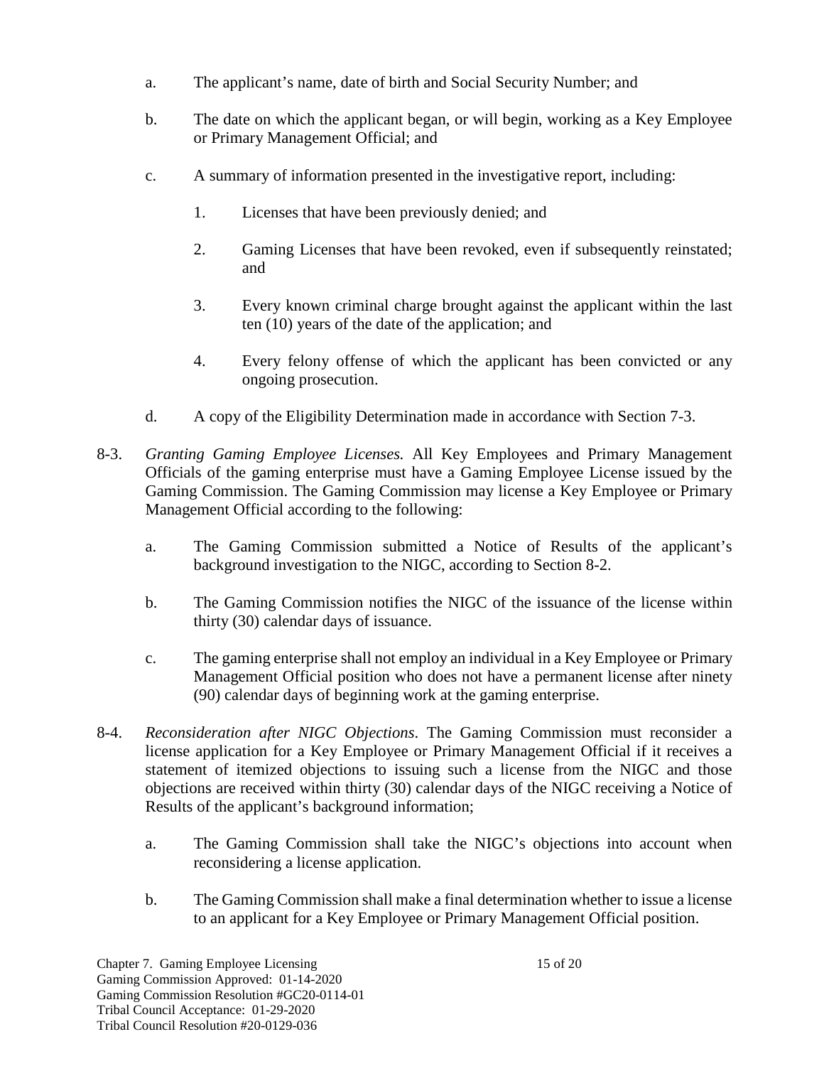a. The applicant's name, date of birth and Social Security Number; and

b. The date on which the applicant began, or will begin, working as a Key Employee or Primary Management Official; and

c. A summary of information presented in the investigative report, including:

   1. Licenses that have been previously denied; and

   2. Gaming Licenses that have been revoked, even if subsequently reinstated; and

   3. Every known criminal charge brought against the applicant within the last ten (10) years of the date of the application; and

   4. Every felony offense of which the applicant has been convicted or any ongoing prosecution.

d. A copy of the Eligibility Determination made in accordance with Section 7-3.

8-3. *Granting Gaming Employee Licenses.* All Key Employees and Primary Management Officials of the gaming enterprise must have a Gaming Employee License issued by the Gaming Commission. The Gaming Commission may license a Key Employee or Primary Management Official according to the following:

a. The Gaming Commission submitted a Notice of Results of the applicant's background investigation to the NIGC, according to Section 8-2.

b. The Gaming Commission notifies the NIGC of the issuance of the license within thirty (30) calendar days of issuance.

c. The gaming enterprise shall not employ an individual in a Key Employee or Primary Management Official position who does not have a permanent license after ninety (90) calendar days of beginning work at the gaming enterprise.

8-4. *Reconsideration after NIGC Objections*. The Gaming Commission must reconsider a license application for a Key Employee or Primary Management Official if it receives a statement of itemized objections to issuing such a license from the NIGC and those objections are received within thirty (30) calendar days of the NIGC receiving a Notice of Results of the applicant's background information;

a. The Gaming Commission shall take the NIGC's objections into account when reconsidering a license application.

b. The Gaming Commission shall make a final determination whether to issue a license to an applicant for a Key Employee or Primary Management Official position.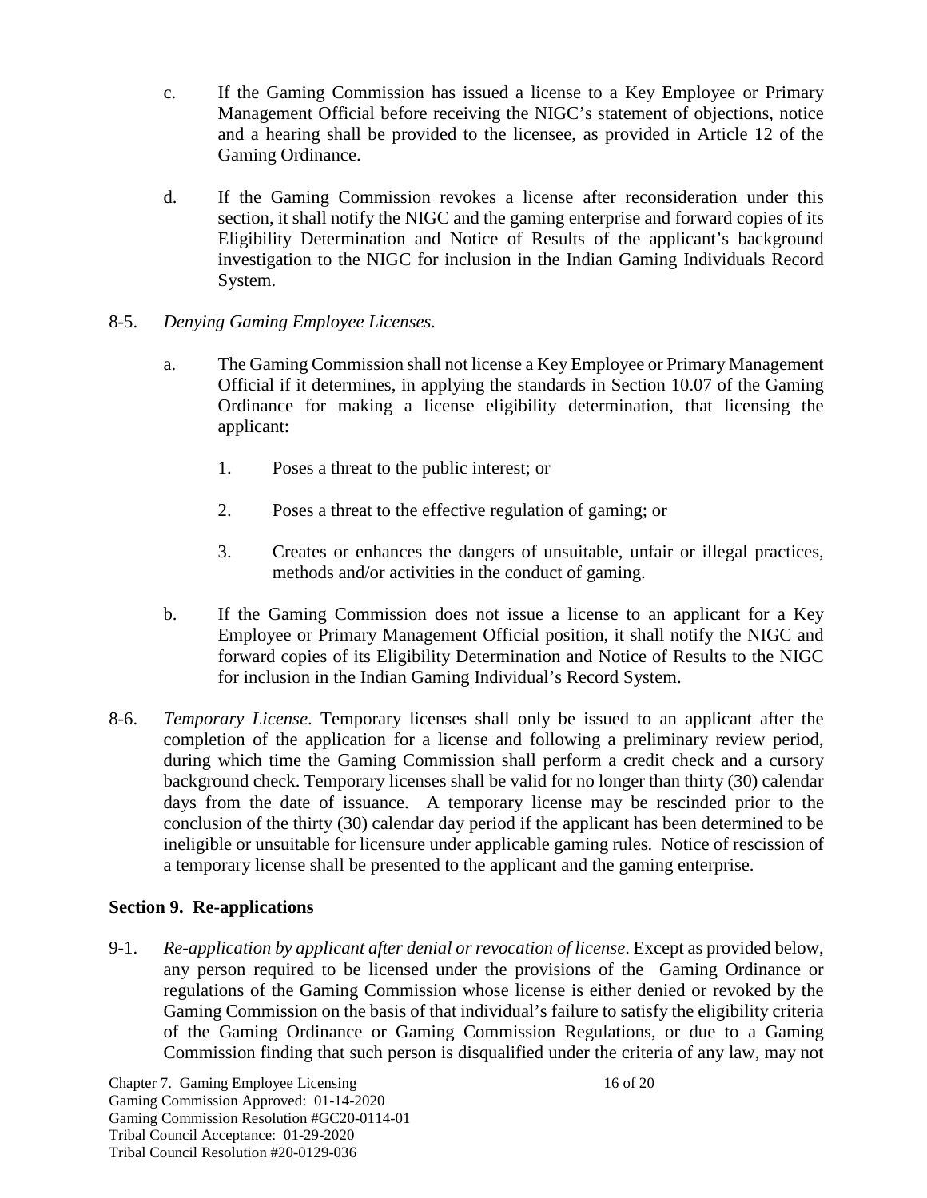c. If the Gaming Commission has issued a license to a Key Employee or Primary Management Official before receiving the NIGC's statement of objections, notice and a hearing shall be provided to the licensee, as provided in Article 12 of the Gaming Ordinance.

d. If the Gaming Commission revokes a license after reconsideration under this section, it shall notify the NIGC and the gaming enterprise and forward copies of its Eligibility Determination and Notice of Results of the applicant's background investigation to the NIGC for inclusion in the Indian Gaming Individuals Record System.

8-5. *Denying Gaming Employee Licenses.*

a. The Gaming Commission shall not license a Key Employee or Primary Management Official if it determines, in applying the standards in Section 10.07 of the Gaming Ordinance for making a license eligibility determination, that licensing the applicant:

1. Poses a threat to the public interest; or

2. Poses a threat to the effective regulation of gaming; or

3. Creates or enhances the dangers of unsuitable, unfair or illegal practices, methods and/or activities in the conduct of gaming.

b. If the Gaming Commission does not issue a license to an applicant for a Key Employee or Primary Management Official position, it shall notify the NIGC and forward copies of its Eligibility Determination and Notice of Results to the NIGC for inclusion in the Indian Gaming Individual's Record System.

8-6. *Temporary License*. Temporary licenses shall only be issued to an applicant after the completion of the application for a license and following a preliminary review period, during which time the Gaming Commission shall perform a credit check and a cursory background check. Temporary licenses shall be valid for no longer than thirty (30) calendar days from the date of issuance. A temporary license may be rescinded prior to the conclusion of the thirty (30) calendar day period if the applicant has been determined to be ineligible or unsuitable for licensure under applicable gaming rules. Notice of rescission of a temporary license shall be presented to the applicant and the gaming enterprise.

## Section 9. Re-applications

9-1. *Re-application by applicant after denial or revocation of license*. Except as provided below, any person required to be licensed under the provisions of the Gaming Ordinance or regulations of the Gaming Commission whose license is either denied or revoked by the Gaming Commission on the basis of that individual's failure to satisfy the eligibility criteria of the Gaming Ordinance or Gaming Commission Regulations, or due to a Gaming Commission finding that such person is disqualified under the criteria of any law, may not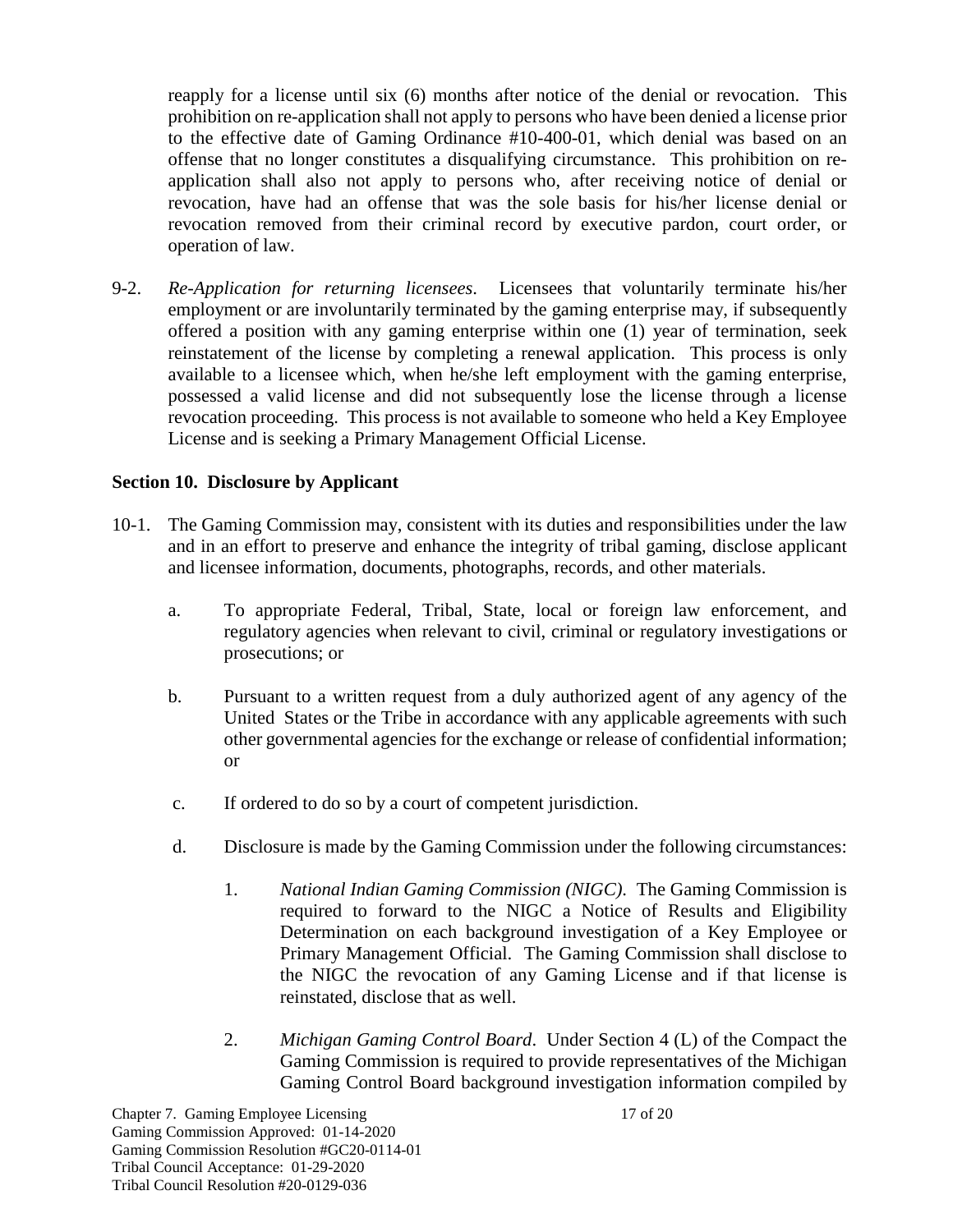reapply for a license until six (6) months after notice of the denial or revocation. This prohibition on re-application shall not apply to persons who have been denied a license prior to the effective date of Gaming Ordinance #10-400-01, which denial was based on an offense that no longer constitutes a disqualifying circumstance. This prohibition on re-application shall also not apply to persons who, after receiving notice of denial or revocation, have had an offense that was the sole basis for his/her license denial or revocation removed from their criminal record by executive pardon, court order, or operation of law.

9-2. *Re-Application for returning licensees*. Licensees that voluntarily terminate his/her employment or are involuntarily terminated by the gaming enterprise may, if subsequently offered a position with any gaming enterprise within one (1) year of termination, seek reinstatement of the license by completing a renewal application. This process is only available to a licensee which, when he/she left employment with the gaming enterprise, possessed a valid license and did not subsequently lose the license through a license revocation proceeding. This process is not available to someone who held a Key Employee License and is seeking a Primary Management Official License.

**Section 10. Disclosure by Applicant**

10-1. The Gaming Commission may, consistent with its duties and responsibilities under the law and in an effort to preserve and enhance the integrity of tribal gaming, disclose applicant and licensee information, documents, photographs, records, and other materials.

a. To appropriate Federal, Tribal, State, local or foreign law enforcement, and regulatory agencies when relevant to civil, criminal or regulatory investigations or prosecutions; or

b. Pursuant to a written request from a duly authorized agent of any agency of the United States or the Tribe in accordance with any applicable agreements with such other governmental agencies for the exchange or release of confidential information; or

c. If ordered to do so by a court of competent jurisdiction.

d. Disclosure is made by the Gaming Commission under the following circumstances:

1. *National Indian Gaming Commission (NIGC).* The Gaming Commission is required to forward to the NIGC a Notice of Results and Eligibility Determination on each background investigation of a Key Employee or Primary Management Official. The Gaming Commission shall disclose to the NIGC the revocation of any Gaming License and if that license is reinstated, disclose that as well.

2. *Michigan Gaming Control Board*. Under Section 4 (L) of the Compact the Gaming Commission is required to provide representatives of the Michigan Gaming Control Board background investigation information compiled by

Chapter 7. Gaming Employee Licensing
Gaming Commission Approved: 01-14-2020
Gaming Commission Resolution #GC20-0114-01
Tribal Council Acceptance: 01-29-2020
Tribal Council Resolution #20-0129-036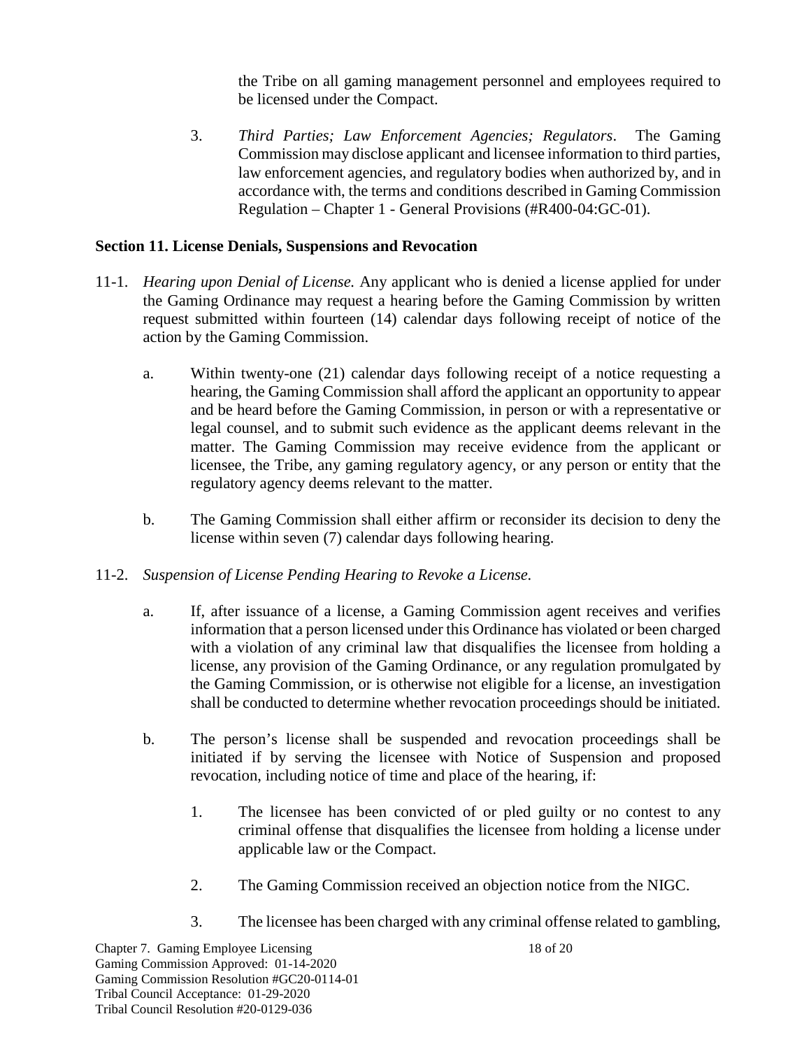the Tribe on all gaming management personnel and employees required to be licensed under the Compact.

3. *Third Parties; Law Enforcement Agencies; Regulators*. The Gaming Commission may disclose applicant and licensee information to third parties, law enforcement agencies, and regulatory bodies when authorized by, and in accordance with, the terms and conditions described in Gaming Commission Regulation – Chapter 1 - General Provisions (#R400-04:GC-01).

**Section 11. License Denials, Suspensions and Revocation**

11-1. *Hearing upon Denial of License.* Any applicant who is denied a license applied for under the Gaming Ordinance may request a hearing before the Gaming Commission by written request submitted within fourteen (14) calendar days following receipt of notice of the action by the Gaming Commission.

   a. Within twenty-one (21) calendar days following receipt of a notice requesting a hearing, the Gaming Commission shall afford the applicant an opportunity to appear and be heard before the Gaming Commission, in person or with a representative or legal counsel, and to submit such evidence as the applicant deems relevant in the matter. The Gaming Commission may receive evidence from the applicant or licensee, the Tribe, any gaming regulatory agency, or any person or entity that the regulatory agency deems relevant to the matter.

   b. The Gaming Commission shall either affirm or reconsider its decision to deny the license within seven (7) calendar days following hearing.

11-2. *Suspension of License Pending Hearing to Revoke a License.*

   a. If, after issuance of a license, a Gaming Commission agent receives and verifies information that a person licensed under this Ordinance has violated or been charged with a violation of any criminal law that disqualifies the licensee from holding a license, any provision of the Gaming Ordinance, or any regulation promulgated by the Gaming Commission, or is otherwise not eligible for a license, an investigation shall be conducted to determine whether revocation proceedings should be initiated.

   b. The person's license shall be suspended and revocation proceedings shall be initiated if by serving the licensee with Notice of Suspension and proposed revocation, including notice of time and place of the hearing, if:

      1. The licensee has been convicted of or pled guilty or no contest to any criminal offense that disqualifies the licensee from holding a license under applicable law or the Compact.

      2. The Gaming Commission received an objection notice from the NIGC.

      3. The licensee has been charged with any criminal offense related to gambling,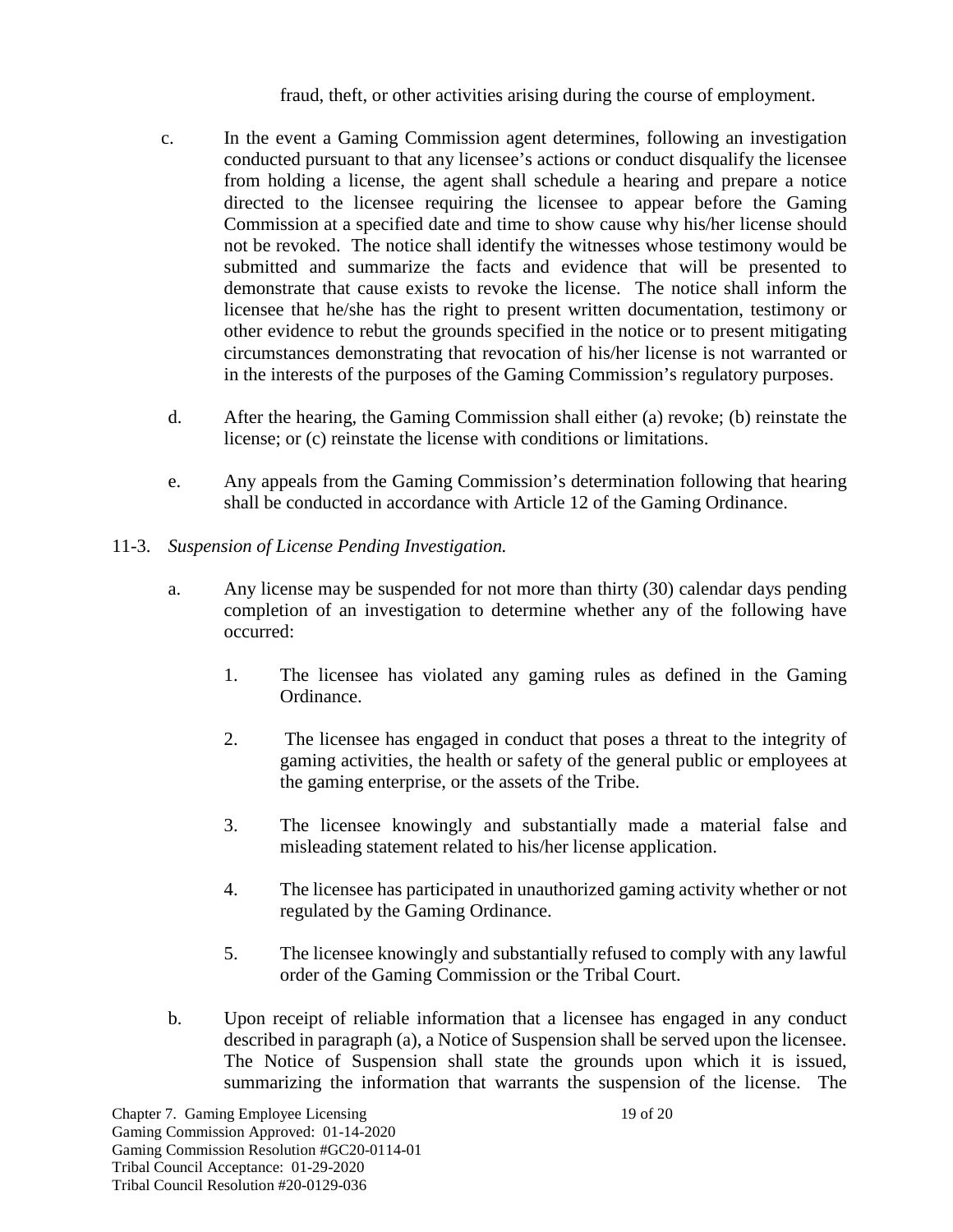fraud, theft, or other activities arising during the course of employment.

c. In the event a Gaming Commission agent determines, following an investigation conducted pursuant to that any licensee's actions or conduct disqualify the licensee from holding a license, the agent shall schedule a hearing and prepare a notice directed to the licensee requiring the licensee to appear before the Gaming Commission at a specified date and time to show cause why his/her license should not be revoked. The notice shall identify the witnesses whose testimony would be submitted and summarize the facts and evidence that will be presented to demonstrate that cause exists to revoke the license. The notice shall inform the licensee that he/she has the right to present written documentation, testimony or other evidence to rebut the grounds specified in the notice or to present mitigating circumstances demonstrating that revocation of his/her license is not warranted or in the interests of the purposes of the Gaming Commission's regulatory purposes.

d. After the hearing, the Gaming Commission shall either (a) revoke; (b) reinstate the license; or (c) reinstate the license with conditions or limitations.

e. Any appeals from the Gaming Commission's determination following that hearing shall be conducted in accordance with Article 12 of the Gaming Ordinance.

11-3. *Suspension of License Pending Investigation.*

a. Any license may be suspended for not more than thirty (30) calendar days pending completion of an investigation to determine whether any of the following have occurred:

1. The licensee has violated any gaming rules as defined in the Gaming Ordinance.

2. The licensee has engaged in conduct that poses a threat to the integrity of gaming activities, the health or safety of the general public or employees at the gaming enterprise, or the assets of the Tribe.

3. The licensee knowingly and substantially made a material false and misleading statement related to his/her license application.

4. The licensee has participated in unauthorized gaming activity whether or not regulated by the Gaming Ordinance.

5. The licensee knowingly and substantially refused to comply with any lawful order of the Gaming Commission or the Tribal Court.

b. Upon receipt of reliable information that a licensee has engaged in any conduct described in paragraph (a), a Notice of Suspension shall be served upon the licensee. The Notice of Suspension shall state the grounds upon which it is issued, summarizing the information that warrants the suspension of the license. The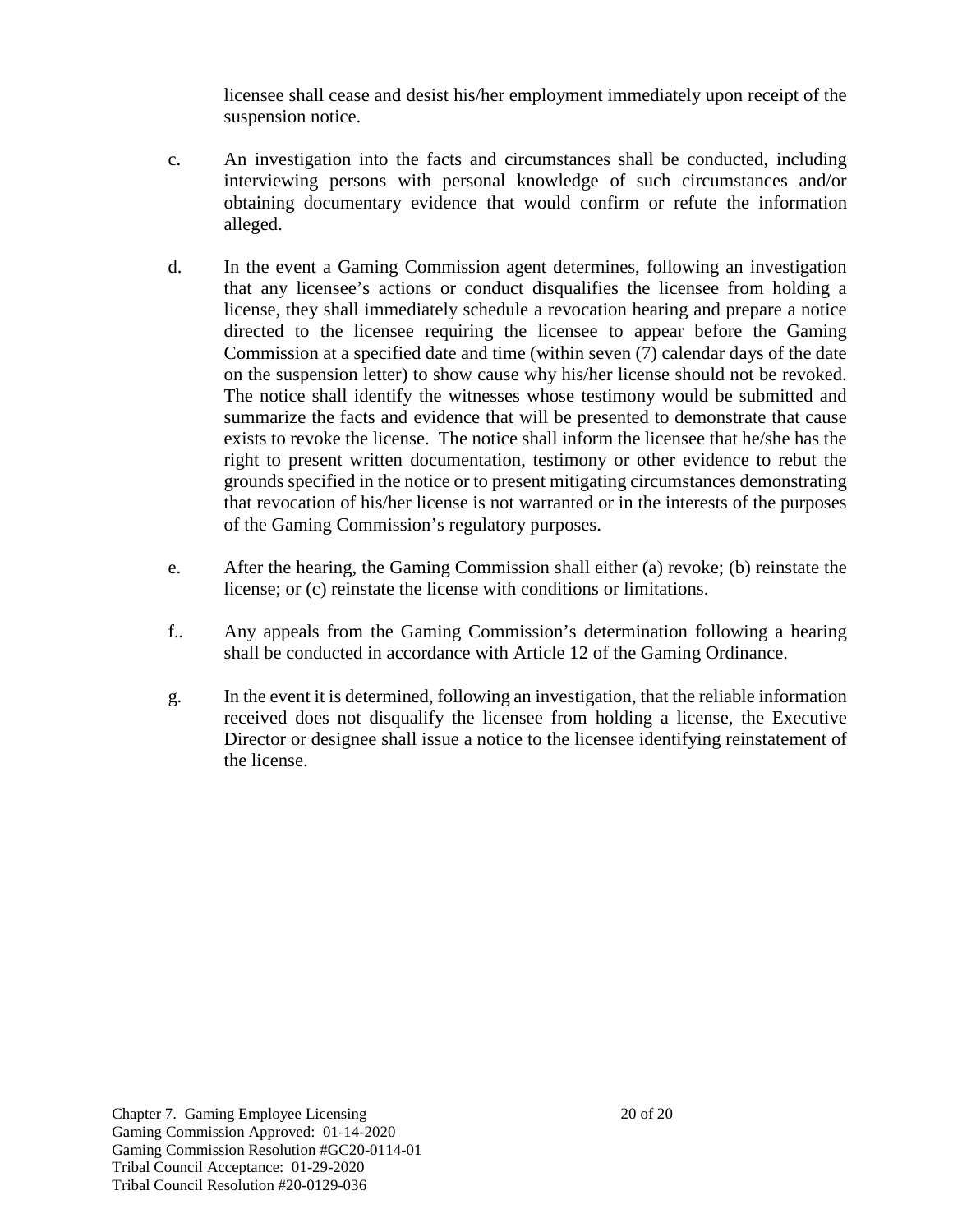licensee shall cease and desist his/her employment immediately upon receipt of the suspension notice.

c. An investigation into the facts and circumstances shall be conducted, including interviewing persons with personal knowledge of such circumstances and/or obtaining documentary evidence that would confirm or refute the information alleged.

d. In the event a Gaming Commission agent determines, following an investigation that any licensee's actions or conduct disqualifies the licensee from holding a license, they shall immediately schedule a revocation hearing and prepare a notice directed to the licensee requiring the licensee to appear before the Gaming Commission at a specified date and time (within seven (7) calendar days of the date on the suspension letter) to show cause why his/her license should not be revoked. The notice shall identify the witnesses whose testimony would be submitted and summarize the facts and evidence that will be presented to demonstrate that cause exists to revoke the license. The notice shall inform the licensee that he/she has the right to present written documentation, testimony or other evidence to rebut the grounds specified in the notice or to present mitigating circumstances demonstrating that revocation of his/her license is not warranted or in the interests of the purposes of the Gaming Commission's regulatory purposes.

e. After the hearing, the Gaming Commission shall either (a) revoke; (b) reinstate the license; or (c) reinstate the license with conditions or limitations.

f.. Any appeals from the Gaming Commission's determination following a hearing shall be conducted in accordance with Article 12 of the Gaming Ordinance.

g. In the event it is determined, following an investigation, that the reliable information received does not disqualify the licensee from holding a license, the Executive Director or designee shall issue a notice to the licensee identifying reinstatement of the license.